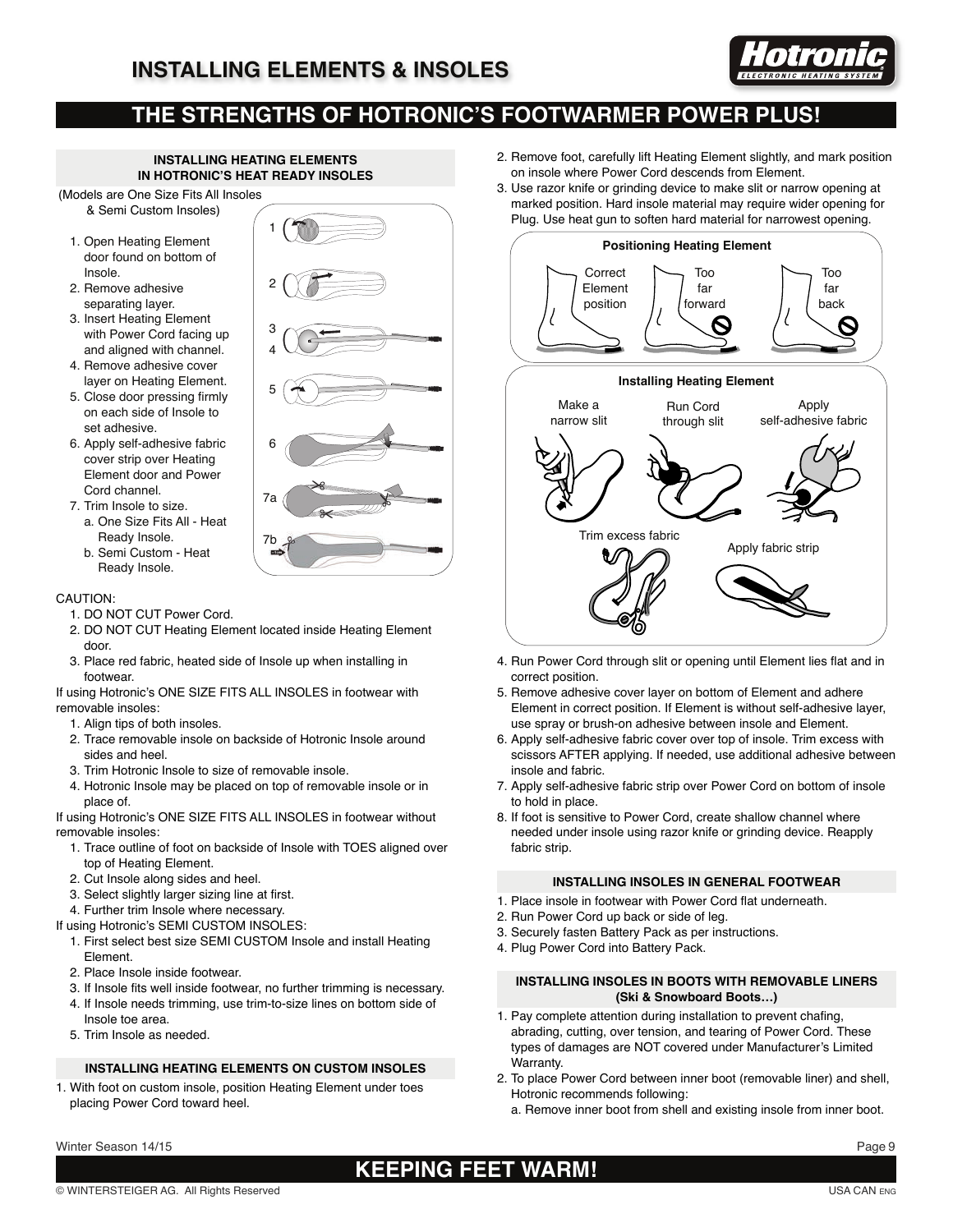# INSTALLING ELEMENTS & INSOLES

## THE STRENGTHS OF HOTRONIC'S FOOTWARMER POWER PLUS!

### INSTALLING HEATING ELEMENTS IN HOTRONIC'S HEAT READY INSOLES

(Models are One Size Fits All Insoles & Semi Custom Insoles)

1. Open Heating Element door found on bottom of Insole.
2. Remove adhesive separating layer.
3. Insert Heating Element with Power Cord facing up and aligned with channel.
4. Remove adhesive cover layer on Heating Element.
5. Close door pressing firmly on each side of Insole to set adhesive.
6. Apply self-adhesive fabric cover strip over Heating Element door and Power Cord channel.
7. Trim Insole to size.
   a. One Size Fits All - Heat Ready Insole.
   b. Semi Custom - Heat Ready Insole.

CAUTION:

1. DO NOT CUT Power Cord.
2. DO NOT CUT Heating Element located inside Heating Element door.
3. Place red fabric, heated side of Insole up when installing in footwear.

If using Hotronic's ONE SIZE FITS ALL INSOLES in footwear with removable insoles:

1. Align tips of both insoles.
2. Trace removable insole on backside of Hotronic Insole around sides and heel.
3. Trim Hotronic Insole to size of removable insole.
4. Hotronic Insole may be placed on top of removable insole or in place of.

If using Hotronic's ONE SIZE FITS ALL INSOLES in footwear without removable insoles:

1. Trace outline of foot on backside of Insole with TOES aligned over top of Heating Element.
2. Cut Insole along sides and heel.
3. Select slightly larger sizing line at first.
4. Further trim Insole where necessary.

If using Hotronic's SEMI CUSTOM INSOLES:

1. First select best size SEMI CUSTOM Insole and install Heating Element.
2. Place Insole inside footwear.
3. If Insole fits well inside footwear, no further trimming is necessary.
4. If Insole needs trimming, use trim-to-size lines on bottom side of Insole toe area.
5. Trim Insole as needed.

### INSTALLING HEATING ELEMENTS ON CUSTOM INSOLES

1. With foot on custom insole, position Heating Element under toes placing Power Cord toward heel.
2. Remove foot, carefully lift Heating Element slightly, and mark position on insole where Power Cord descends from Element.
3. Use razor knife or grinding device to make slit or narrow opening at marked position. Hard insole material may require wider opening for Plug. Use heat gun to soften hard material for narrowest opening.

**Positioning Heating Element**

Correct Element position — Too far forward — Too far back

**Installing Heating Element**

Make a narrow slit — Run Cord through slit — Apply self-adhesive fabric — Trim excess fabric — Apply fabric strip

4. Run Power Cord through slit or opening until Element lies flat and in correct position.
5. Remove adhesive cover layer on bottom of Element and adhere Element in correct position. If Element is without self-adhesive layer, use spray or brush-on adhesive between insole and Element.
6. Apply self-adhesive fabric cover over top of insole. Trim excess with scissors AFTER applying. If needed, use additional adhesive between insole and fabric.
7. Apply self-adhesive fabric strip over Power Cord on bottom of insole to hold in place.
8. If foot is sensitive to Power Cord, create shallow channel where needed under insole using razor knife or grinding device. Reapply fabric strip.

### INSTALLING INSOLES IN GENERAL FOOTWEAR

1. Place insole in footwear with Power Cord flat underneath.
2. Run Power Cord up back or side of leg.
3. Securely fasten Battery Pack as per instructions.
4. Plug Power Cord into Battery Pack.

### INSTALLING INSOLES IN BOOTS WITH REMOVABLE LINERS (Ski & Snowboard Boots…)

1. Pay complete attention during installation to prevent chafing, abrading, cutting, over tension, and tearing of Power Cord. These types of damages are NOT covered under Manufacturer's Limited Warranty.
2. To place Power Cord between inner boot (removable liner) and shell, Hotronic recommends following:
   a. Remove inner boot from shell and existing insole from inner boot.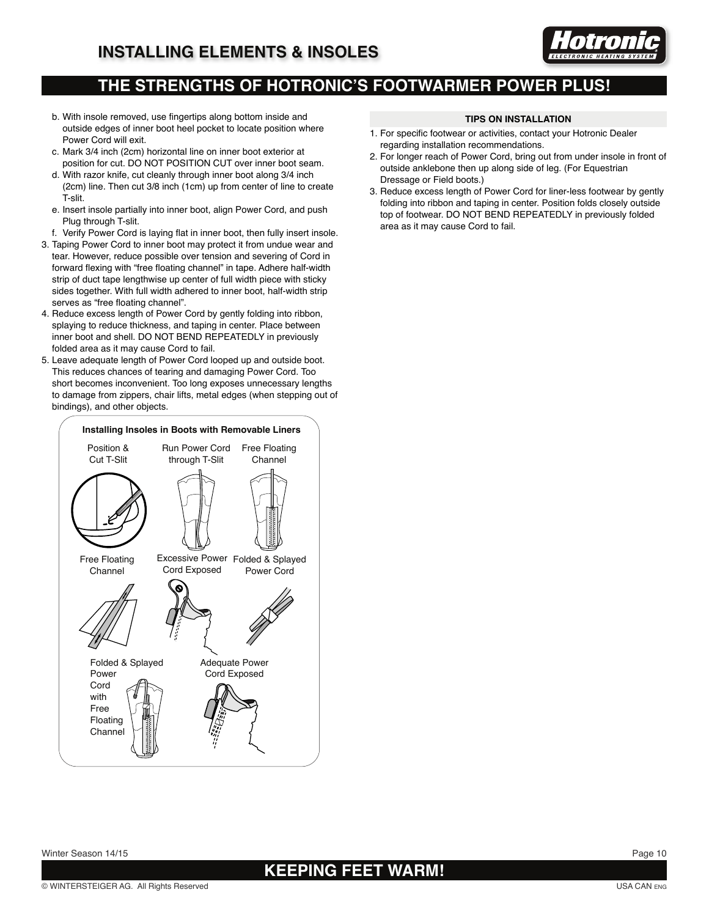# INSTALLING ELEMENTS & INSOLES

## THE STRENGTHS OF HOTRONIC'S FOOTWARMER POWER PLUS!

b. With insole removed, use fingertips along bottom inside and outside edges of inner boot heel pocket to locate position where Power Cord will exit.

c. Mark 3/4 inch (2cm) horizontal line on inner boot exterior at position for cut. DO NOT POSITION CUT over inner boot seam.

d. With razor knife, cut cleanly through inner boot along 3/4 inch (2cm) line. Then cut 3/8 inch (1cm) up from center of line to create T-slit.

e. Insert insole partially into inner boot, align Power Cord, and push Plug through T-slit.

f. Verify Power Cord is laying flat in inner boot, then fully insert insole.

3. Taping Power Cord to inner boot may protect it from undue wear and tear. However, reduce possible over tension and severing of Cord in forward flexing with "free floating channel" in tape. Adhere half-width strip of duct tape lengthwise up center of full width piece with sticky sides together. With full width adhered to inner boot, half-width strip serves as "free floating channel".
4. Reduce excess length of Power Cord by gently folding into ribbon, splaying to reduce thickness, and taping in center. Place between inner boot and shell. DO NOT BEND REPEATEDLY in previously folded area as it may cause Cord to fail.
5. Leave adequate length of Power Cord looped up and outside boot. This reduces chances of tearing and damaging Power Cord. Too short becomes inconvenient. Too long exposes unnecessary lengths to damage from zippers, chair lifts, metal edges (when stepping out of bindings), and other objects.

**Installing Insoles in Boots with Removable Liners**

Position & Cut T-Slit

Run Power Cord through T-Slit

Free Floating Channel

Free Floating Channel

Excessive Power Cord Exposed

Folded & Splayed Power Cord

Folded & Splayed Power Cord with Free Floating Channel

Adequate Power Cord Exposed

**TIPS ON INSTALLATION**

1. For specific footwear or activities, contact your Hotronic Dealer regarding installation recommendations.
2. For longer reach of Power Cord, bring out from under insole in front of outside anklebone then up along side of leg. (For Equestrian Dressage or Field boots.)
3. Reduce excess length of Power Cord for liner-less footwear by gently folding into ribbon and taping in center. Position folds closely outside top of footwear. DO NOT BEND REPEATEDLY in previously folded area as it may cause Cord to fail.